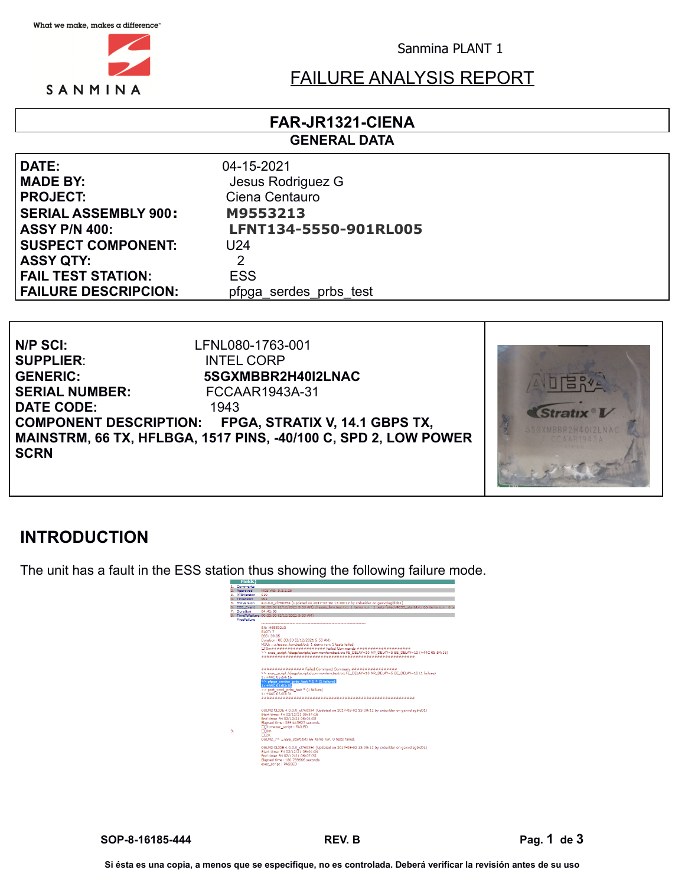What we make, makes a difference™

SANMINA

Sanmina PLANT 1

# FAILURE ANALYSIS REPORT

## FAR-JR1321-CIENA

### GENERAL DATA

| | |
|---|---|
| **DATE:** | 04-15-2021 |
| **MADE BY:** | Jesus Rodriguez G |
| **PROJECT:** | Ciena Centauro |
| **SERIAL ASSEMBLY 900:** | **M9553213** |
| **ASSY P/N 400:** | **LFNT134-5550-901RL005** |
| **SUSPECT COMPONENT:** | U24 |
| **ASSY QTY:** | 2 |
| **FAIL TEST STATION:** | ESS |
| **FAILURE DESCRIPCION:** | pfpga_serdes_prbs_test |

| | |
|---|---|
| **N/P SCI:** | LFNL080-1763-001 |
| **SUPPLIER:** | INTEL CORP |
| **GENERIC:** | **5SGXMBBR2H40I2LNAC** |
| **SERIAL NUMBER:** | FCCAAR1943A-31 |
| **DATE CODE:** | 1943 |

**COMPONENT DESCRIPTION: FPGA, STRATIX V, 14.1 GBPS TX, MAINSTRM, 66 TX, HFLBGA, 1517 PINS, -40/100 C, SPD 2, LOW POWER SCRN**

## INTRODUCTION

The unit has a fault in the ESS station thus showing the following failure mode.

SOP-8-16185-444 REV. B

Si ésta es una copia, a menos que se especifique, no es controlada. Deberá verificar la revisión antes de su uso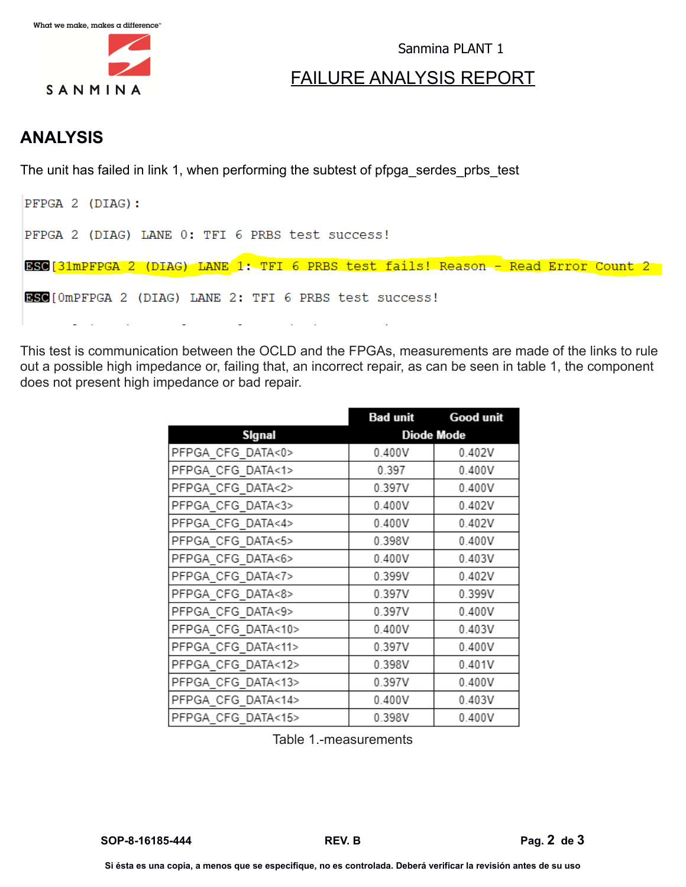## ANALYSIS

The unit has failed in link 1, when performing the subtest of pfpga_serdes_prbs_test

```
PFPGA 2 (DIAG):

PFPGA 2 (DIAG) LANE 0: TFI 6 PRBS test success!

ESC[31mPFPGA 2 (DIAG) LANE 1: TFI 6 PRBS test fails! Reason - Read Error Count 2

ESC[0mPFPGA 2 (DIAG) LANE 2: TFI 6 PRBS test success!
```

This test is communication between the OCLD and the FPGAs, measurements are made of the links to rule out a possible high impedance or, failing that, an incorrect repair, as can be seen in table 1, the component does not present high impedance or bad repair.

| | Bad unit | Good unit |
|---|---|---|
| **SIgnal** | **Diode Mode** | |
| PFPGA_CFG_DATA<0> | 0.400V | 0.402V |
| PFPGA_CFG_DATA<1> | 0.397 | 0.400V |
| PFPGA_CFG_DATA<2> | 0.397V | 0.400V |
| PFPGA_CFG_DATA<3> | 0.400V | 0.402V |
| PFPGA_CFG_DATA<4> | 0.400V | 0.402V |
| PFPGA_CFG_DATA<5> | 0.398V | 0.400V |
| PFPGA_CFG_DATA<6> | 0.400V | 0.403V |
| PFPGA_CFG_DATA<7> | 0.399V | 0.402V |
| PFPGA_CFG_DATA<8> | 0.397V | 0.399V |
| PFPGA_CFG_DATA<9> | 0.397V | 0.400V |
| PFPGA_CFG_DATA<10> | 0.400V | 0.403V |
| PFPGA_CFG_DATA<11> | 0.397V | 0.400V |
| PFPGA_CFG_DATA<12> | 0.398V | 0.401V |
| PFPGA_CFG_DATA<13> | 0.397V | 0.400V |
| PFPGA_CFG_DATA<14> | 0.400V | 0.403V |
| PFPGA_CFG_DATA<15> | 0.398V | 0.400V |

Table 1.-measurements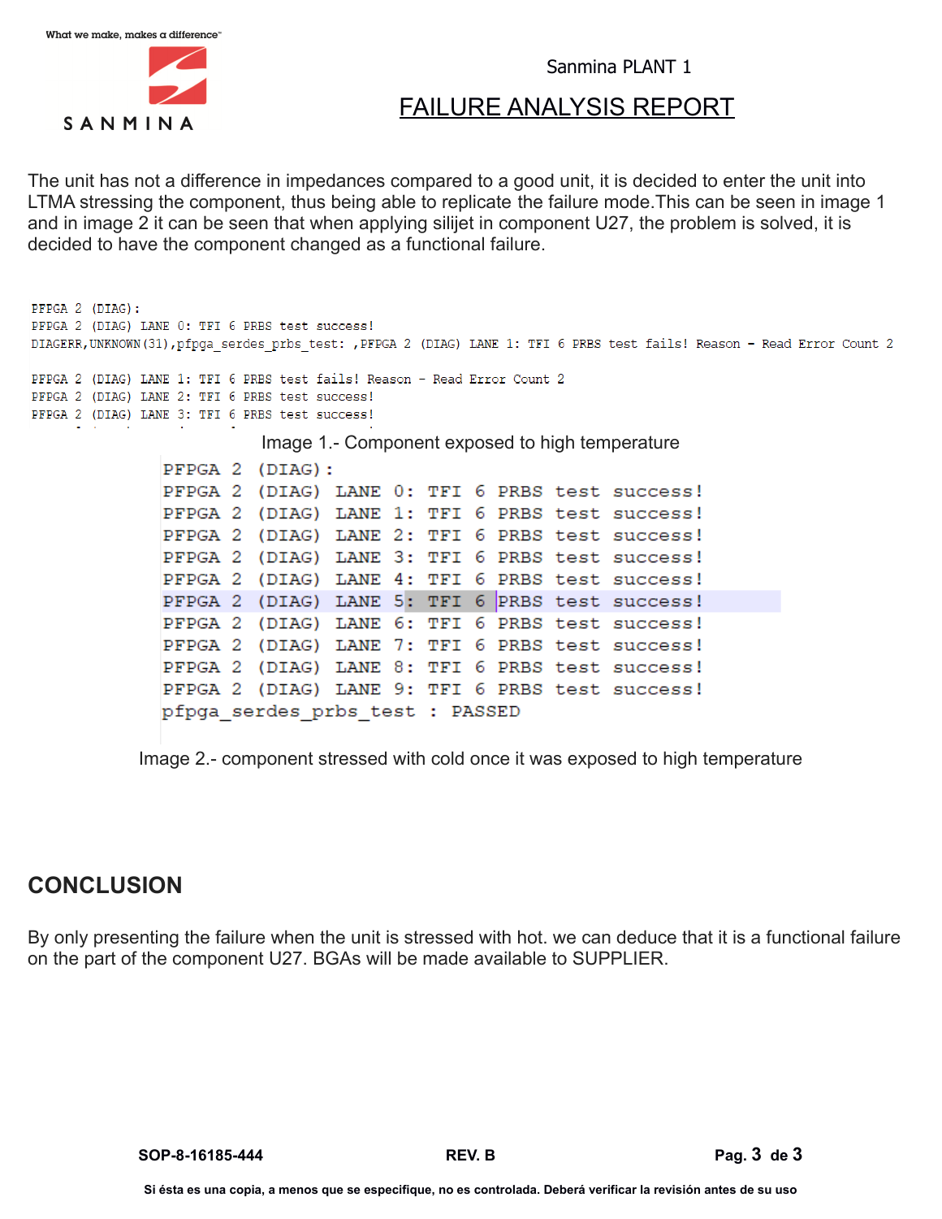The unit has not a difference in impedances compared to a good unit, it is decided to enter the unit into LTMA stressing the component, thus being able to replicate the failure mode.This can be seen in image 1 and in image 2 it can be seen that when applying silijet in component U27, the problem is solved, it is decided to have the component changed as a functional failure.

```
PFPGA 2 (DIAG):
PFPGA 2 (DIAG) LANE 0: TFI 6 PRBS test success!
DIAGERR,UNKNOWN(31),pfpga_serdes_prbs_test: ,PFPGA 2 (DIAG) LANE 1: TFI 6 PRBS test fails! Reason - Read Error Count 2

PFPGA 2 (DIAG) LANE 1: TFI 6 PRBS test fails! Reason - Read Error Count 2
PFPGA 2 (DIAG) LANE 2: TFI 6 PRBS test success!
PFPGA 2 (DIAG) LANE 3: TFI 6 PRBS test success!
```

Image 1.- Component exposed to high temperature

```
PFPGA 2 (DIAG):
PFPGA 2 (DIAG) LANE 0: TFI 6 PRBS test success!
PFPGA 2 (DIAG) LANE 1: TFI 6 PRBS test success!
PFPGA 2 (DIAG) LANE 2: TFI 6 PRBS test success!
PFPGA 2 (DIAG) LANE 3: TFI 6 PRBS test success!
PFPGA 2 (DIAG) LANE 4: TFI 6 PRBS test success!
PFPGA 2 (DIAG) LANE 5: TFI 6 PRBS test success!
PFPGA 2 (DIAG) LANE 6: TFI 6 PRBS test success!
PFPGA 2 (DIAG) LANE 7: TFI 6 PRBS test success!
PFPGA 2 (DIAG) LANE 8: TFI 6 PRBS test success!
PFPGA 2 (DIAG) LANE 9: TFI 6 PRBS test success!
pfpga_serdes_prbs_test : PASSED
```

Image 2.- component stressed with cold once it was exposed to high temperature

## CONCLUSION

By only presenting the failure when the unit is stressed with hot. we can deduce that it is a functional failure on the part of the component U27. BGAs will be made available to SUPPLIER.